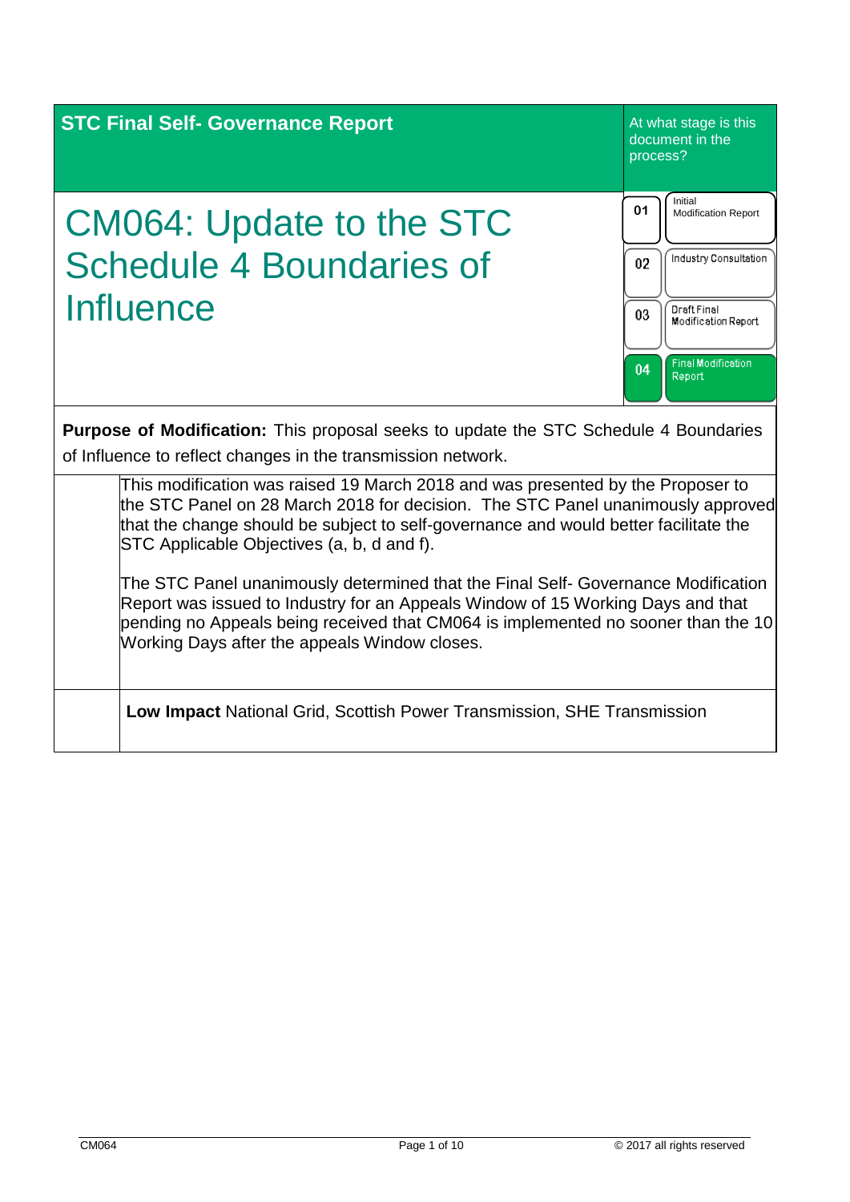**STC Final Self- Governance Report**

At what stage is this document in the process?

| | |
|---|---|
| 01 | Initial Modification Report |
| 02 | Industry Consultation |
| 03 | Draft Final Modification Report |
| 04 | Final Modification Report |

# CM064: Update to the STC Schedule 4 Boundaries of Influence

**Purpose of Modification:** This proposal seeks to update the STC Schedule 4 Boundaries of Influence to reflect changes in the transmission network.

This modification was raised 19 March 2018 and was presented by the Proposer to the STC Panel on 28 March 2018 for decision. The STC Panel unanimously approved that the change should be subject to self-governance and would better facilitate the STC Applicable Objectives (a, b, d and f).

The STC Panel unanimously determined that the Final Self- Governance Modification Report was issued to Industry for an Appeals Window of 15 Working Days and that pending no Appeals being received that CM064 is implemented no sooner than the 10 Working Days after the appeals Window closes.

**Low Impact** National Grid, Scottish Power Transmission, SHE Transmission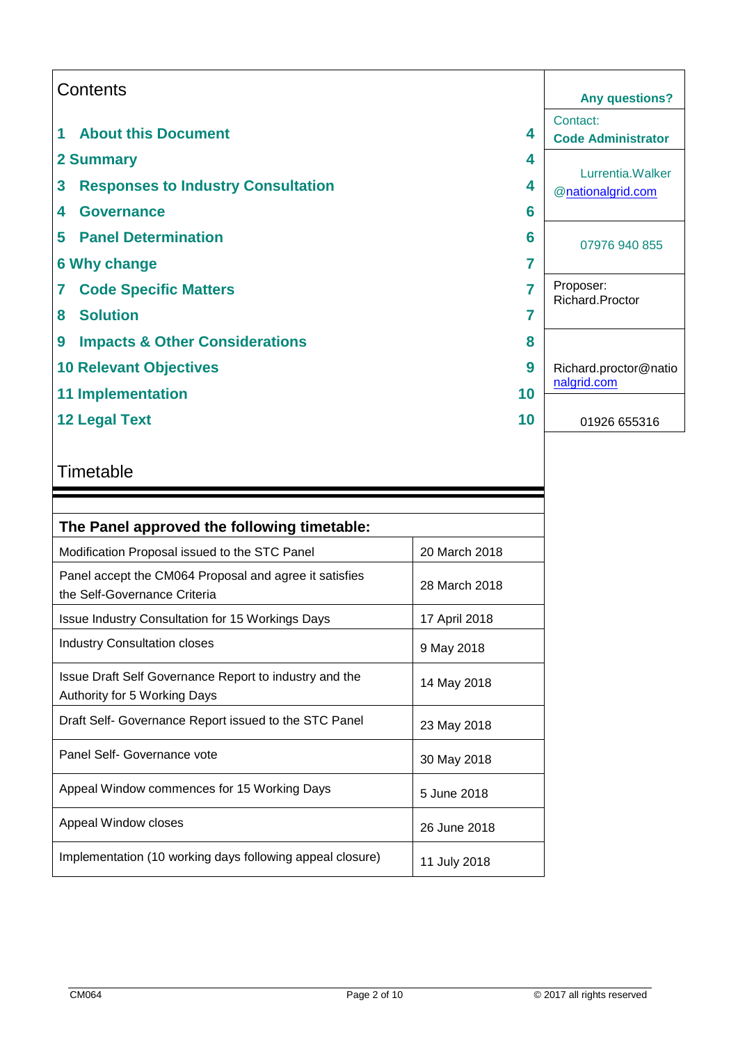# Contents

| | |
|---|---|
| 1 About this Document | 4 |
| 2 Summary | 4 |
| 3 Responses to Industry Consultation | 4 |
| 4 Governance | 6 |
| 5 Panel Determination | 6 |
| 6 Why change | 7 |
| 7 Code Specific Matters | 7 |
| 8 Solution | 7 |
| 9 Impacts & Other Considerations | 8 |
| 10 Relevant Objectives | 9 |
| 11 Implementation | 10 |
| 12 Legal Text | 10 |

**Any questions?**

Contact:
**Code Administrator**

Lurrentia.Walker@nationalgrid.com

07976 940 855

Proposer:
Richard.Proctor

Richard.proctor@nationalgrid.com

01926 655316

# Timetable

| The Panel approved the following timetable: | |
|---|---|
| Modification Proposal issued to the STC Panel | 20 March 2018 |
| Panel accept the CM064 Proposal and agree it satisfies the Self-Governance Criteria | 28 March 2018 |
| Issue Industry Consultation for 15 Workings Days | 17 April 2018 |
| Industry Consultation closes | 9 May 2018 |
| Issue Draft Self Governance Report to industry and the Authority for 5 Working Days | 14 May 2018 |
| Draft Self- Governance Report issued to the STC Panel | 23 May 2018 |
| Panel Self- Governance vote | 30 May 2018 |
| Appeal Window commences for 15 Working Days | 5 June 2018 |
| Appeal Window closes | 26 June 2018 |
| Implementation (10 working days following appeal closure) | 11 July 2018 |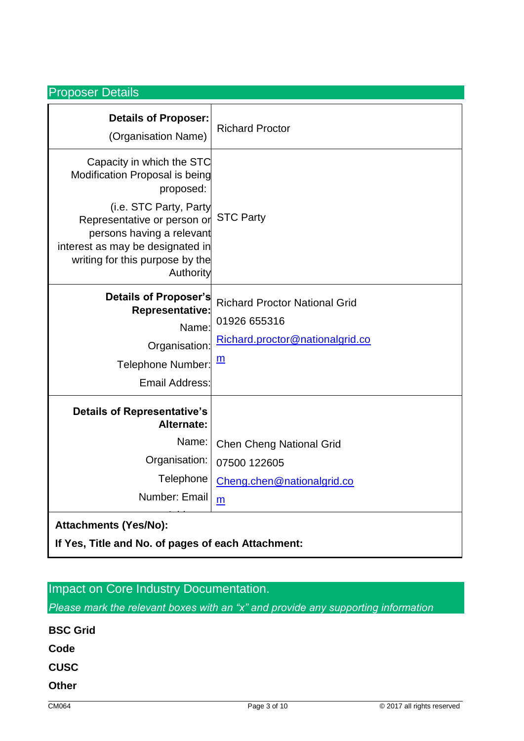## Proposer Details

| | |
|---|---|
| **Details of Proposer:** (Organisation Name) | Richard Proctor |
| Capacity in which the STC Modification Proposal is being proposed: (i.e. STC Party, Party Representative or person or persons having a relevant interest as may be designated in writing for this purpose by the Authority | STC Party |
| **Details of Proposer's Representative:** Name: Organisation: Telephone Number: Email Address: | Richard Proctor National Grid 01926 655316 Richard.proctor@nationalgrid.com |
| **Details of Representative's Alternate:** Name: Organisation: Telephone Number: Email Address: | Chen Cheng National Grid 07500 122605 Cheng.chen@nationalgrid.com |
| **Attachments (Yes/No):** **If Yes, Title and No. of pages of each Attachment:** | |

## Impact on Core Industry Documentation.

*Please mark the relevant boxes with an "x" and provide any supporting information*

**BSC Grid**

**Code**

**CUSC**

**Other**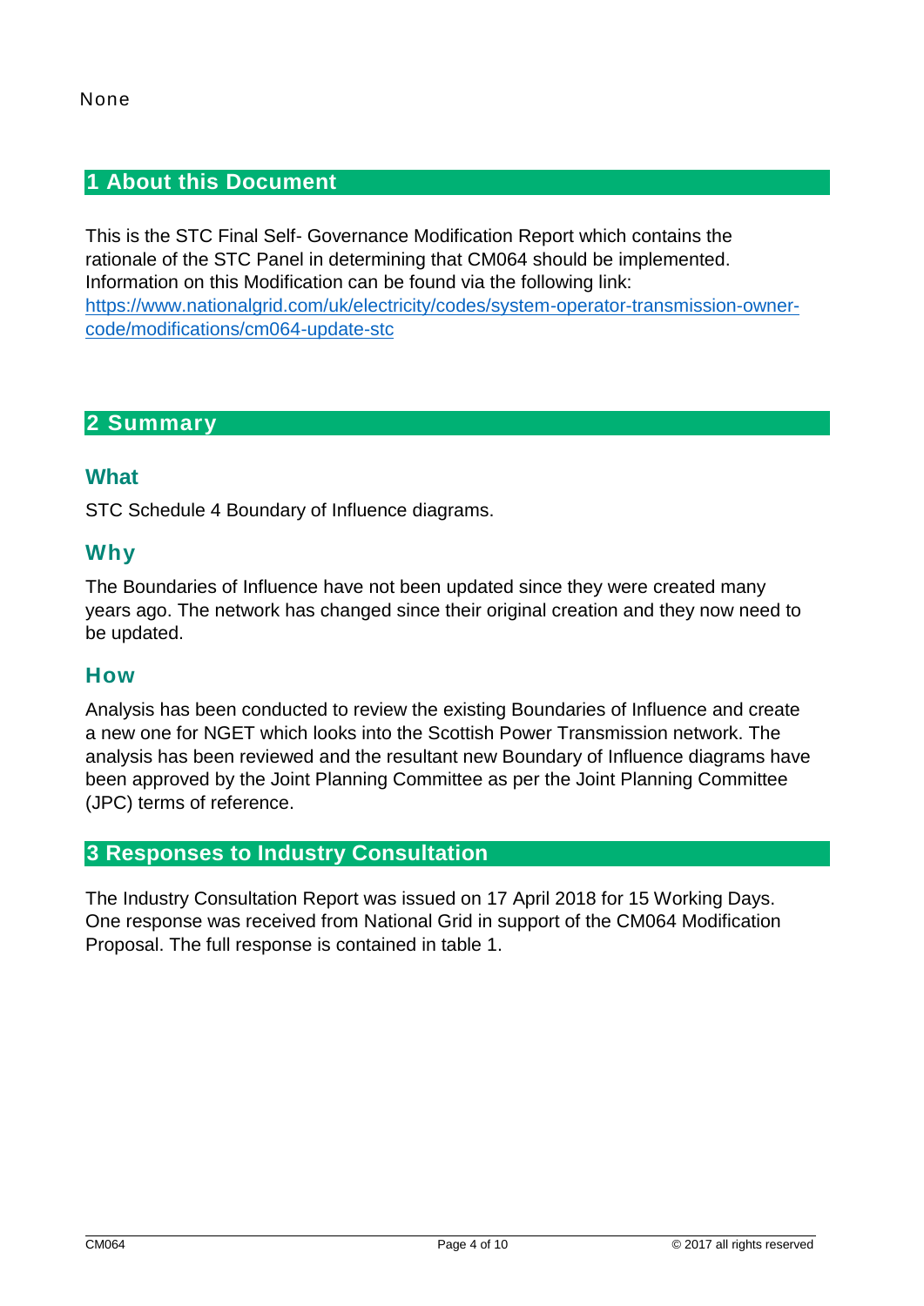None

## 1 About this Document

This is the STC Final Self- Governance Modification Report which contains the rationale of the STC Panel in determining that CM064 should be implemented. Information on this Modification can be found via the following link: [https://www.nationalgrid.com/uk/electricity/codes/system-operator-transmission-owner-code/modifications/cm064-update-stc](https://www.nationalgrid.com/uk/electricity/codes/system-operator-transmission-owner-code/modifications/cm064-update-stc)

## 2 Summary

### What

STC Schedule 4 Boundary of Influence diagrams.

### Why

The Boundaries of Influence have not been updated since they were created many years ago. The network has changed since their original creation and they now need to be updated.

### How

Analysis has been conducted to review the existing Boundaries of Influence and create a new one for NGET which looks into the Scottish Power Transmission network. The analysis has been reviewed and the resultant new Boundary of Influence diagrams have been approved by the Joint Planning Committee as per the Joint Planning Committee (JPC) terms of reference.

## 3 Responses to Industry Consultation

The Industry Consultation Report was issued on 17 April 2018 for 15 Working Days. One response was received from National Grid in support of the CM064 Modification Proposal. The full response is contained in table 1.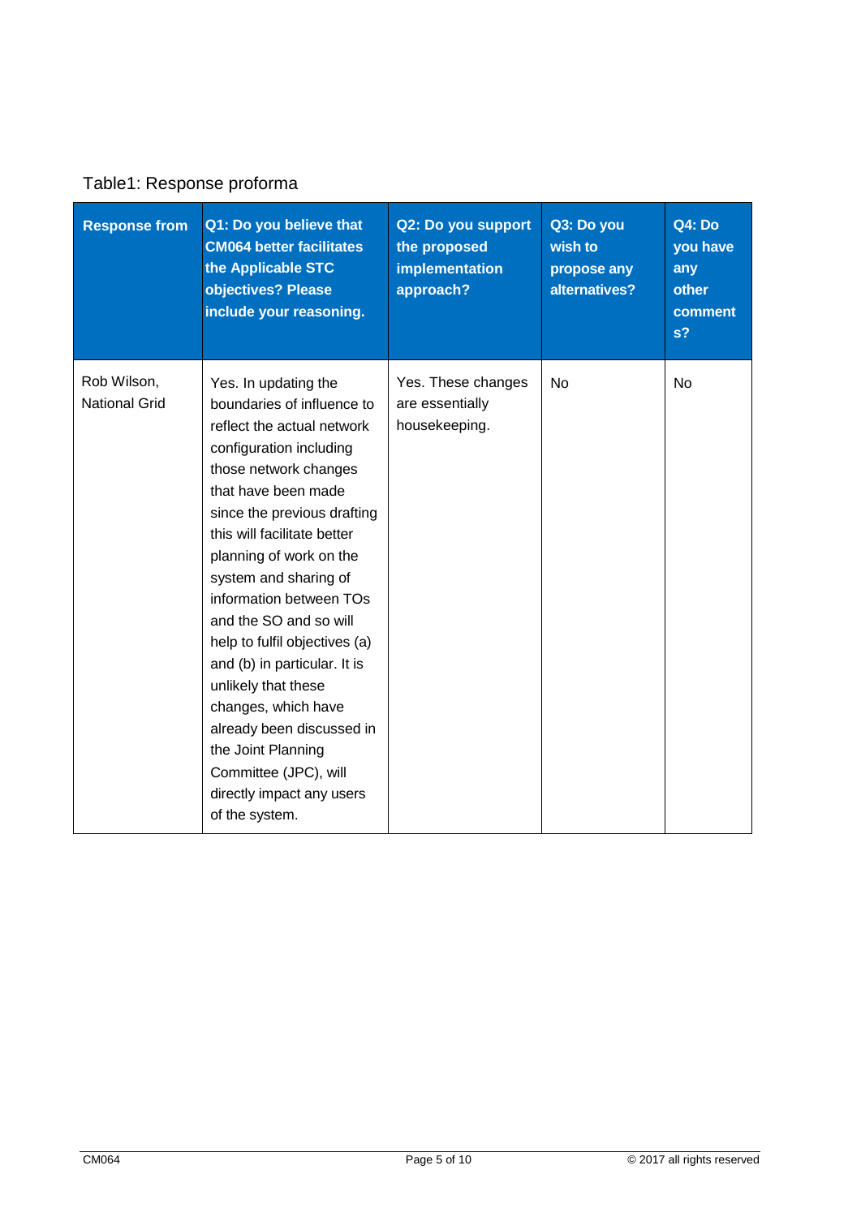Table1: Response proforma

| Response from | Q1: Do you believe that CM064 better facilitates the Applicable STC objectives? Please include your reasoning. | Q2: Do you support the proposed implementation approach? | Q3: Do you wish to propose any alternatives? | Q4: Do you have any other comments? |
|---|---|---|---|---|
| Rob Wilson, National Grid | Yes. In updating the boundaries of influence to reflect the actual network configuration including those network changes that have been made since the previous drafting this will facilitate better planning of work on the system and sharing of information between TOs and the SO and so will help to fulfil objectives (a) and (b) in particular. It is unlikely that these changes, which have already been discussed in the Joint Planning Committee (JPC), will directly impact any users of the system. | Yes. These changes are essentially housekeeping. | No | No |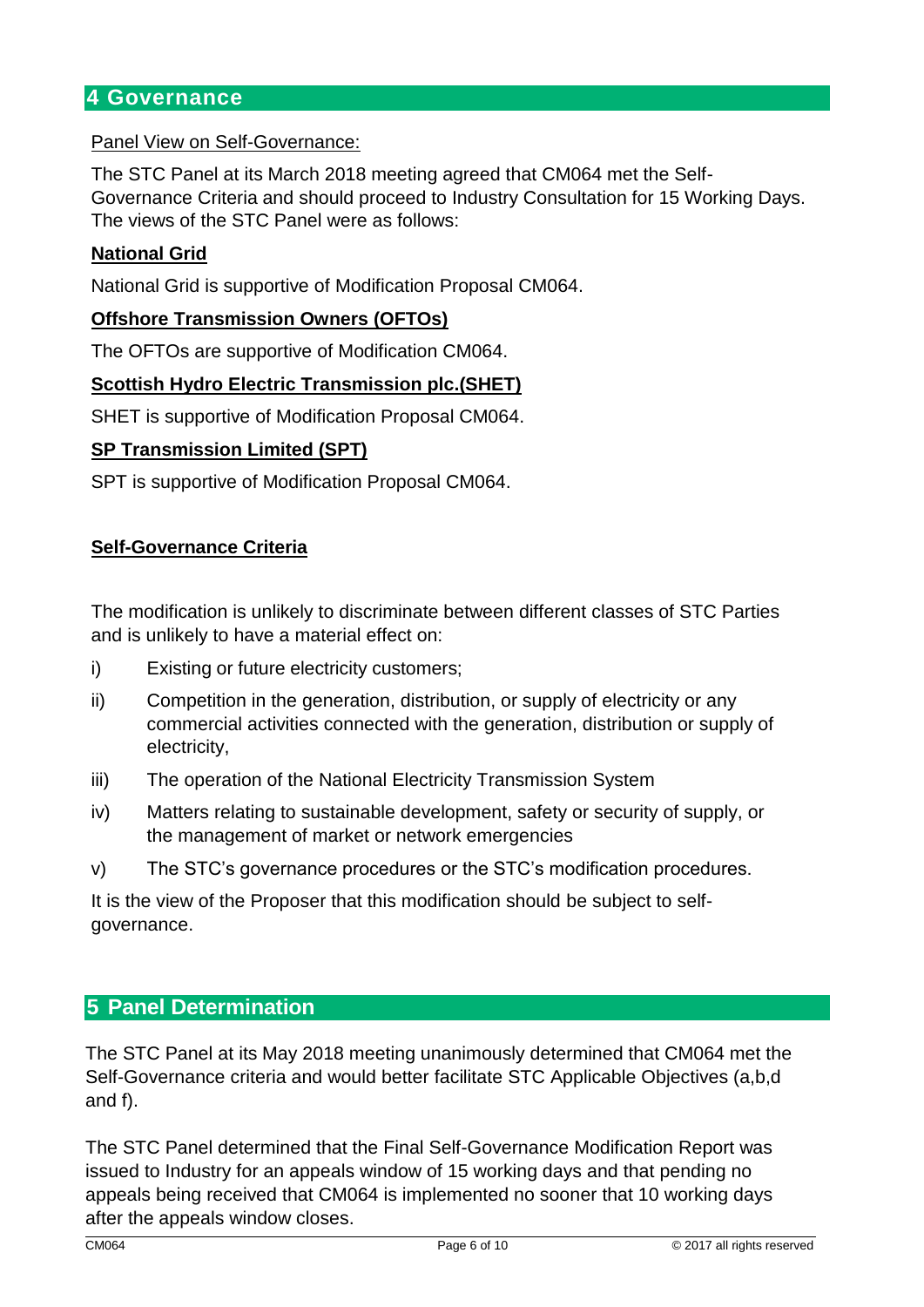## 4 Governance

Panel View on Self-Governance:

The STC Panel at its March 2018 meeting agreed that CM064 met the Self-Governance Criteria and should proceed to Industry Consultation for 15 Working Days. The views of the STC Panel were as follows:

**National Grid**

National Grid is supportive of Modification Proposal CM064.

**Offshore Transmission Owners (OFTOs)**

The OFTOs are supportive of Modification CM064.

**Scottish Hydro Electric Transmission plc.(SHET)**

SHET is supportive of Modification Proposal CM064.

**SP Transmission Limited (SPT)**

SPT is supportive of Modification Proposal CM064.

**Self-Governance Criteria**

The modification is unlikely to discriminate between different classes of STC Parties and is unlikely to have a material effect on:

i) Existing or future electricity customers;

ii) Competition in the generation, distribution, or supply of electricity or any commercial activities connected with the generation, distribution or supply of electricity,

iii) The operation of the National Electricity Transmission System

iv) Matters relating to sustainable development, safety or security of supply, or the management of market or network emergencies

v) The STC's governance procedures or the STC's modification procedures.

It is the view of the Proposer that this modification should be subject to self-governance.

## 5 Panel Determination

The STC Panel at its May 2018 meeting unanimously determined that CM064 met the Self-Governance criteria and would better facilitate STC Applicable Objectives (a,b,d and f).

The STC Panel determined that the Final Self-Governance Modification Report was issued to Industry for an appeals window of 15 working days and that pending no appeals being received that CM064 is implemented no sooner that 10 working days after the appeals window closes.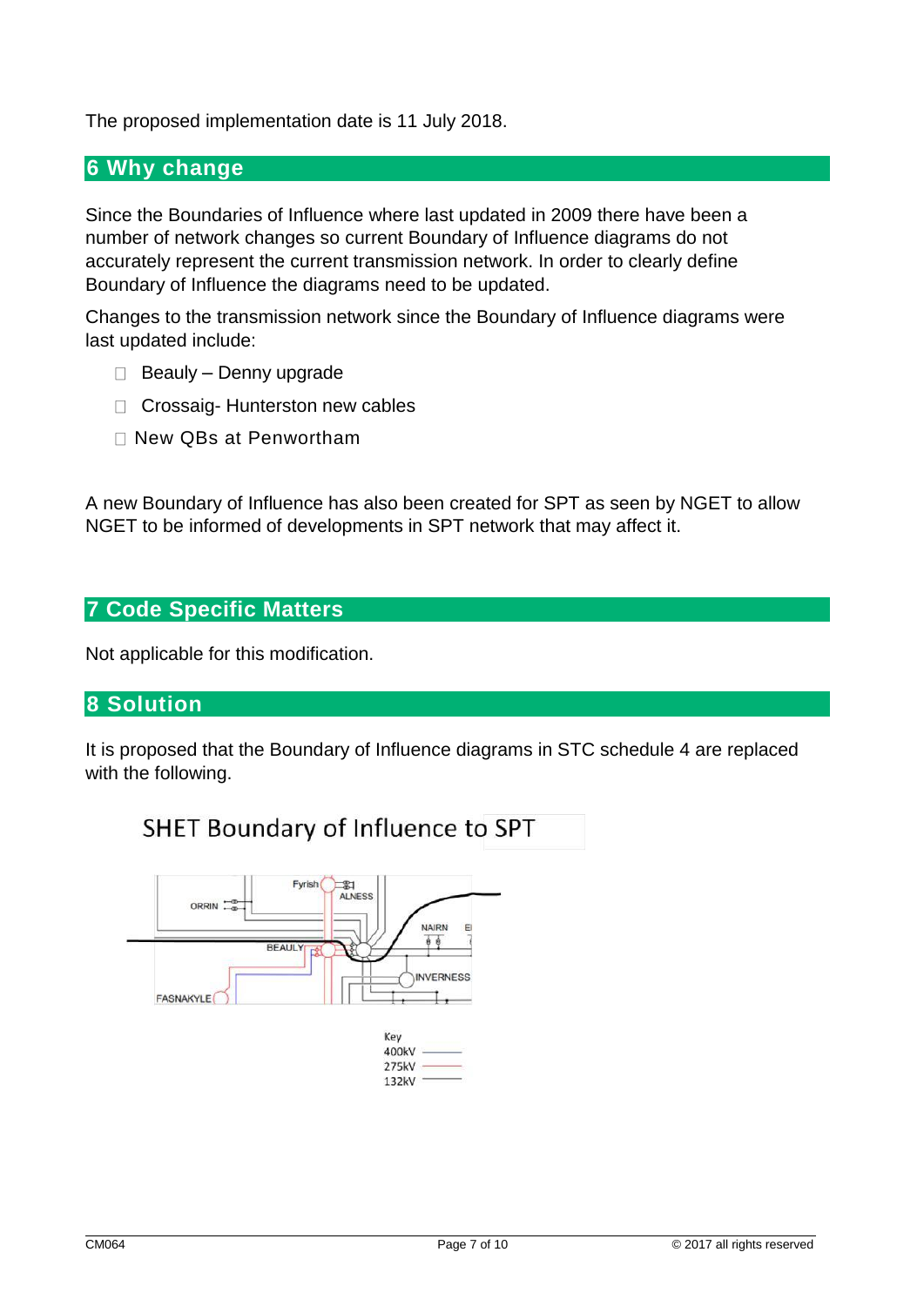The proposed implementation date is 11 July 2018.

## 6 Why change

Since the Boundaries of Influence where last updated in 2009 there have been a number of network changes so current Boundary of Influence diagrams do not accurately represent the current transmission network. In order to clearly define Boundary of Influence the diagrams need to be updated.

Changes to the transmission network since the Boundary of Influence diagrams were last updated include:

- Beauly – Denny upgrade
- Crossaig- Hunterston new cables
- New QBs at Penwortham

A new Boundary of Influence has also been created for SPT as seen by NGET to allow NGET to be informed of developments in SPT network that may affect it.

## 7 Code Specific Matters

Not applicable for this modification.

## 8 Solution

It is proposed that the Boundary of Influence diagrams in STC schedule 4 are replaced with the following.

SHET Boundary of Influence to SPT

Key
400kV
275kV
132kV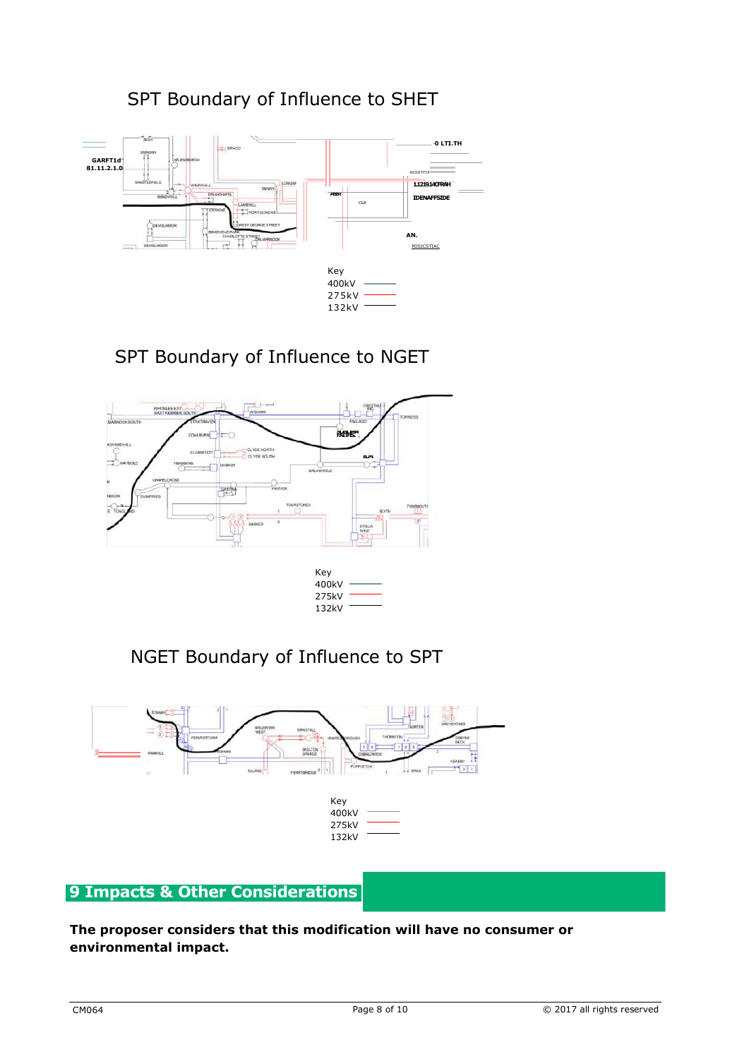SPT Boundary of Influence to SHET

Key
400kV
275kV
132kV

SPT Boundary of Influence to NGET

Key
400kV
275kV
132kV

NGET Boundary of Influence to SPT

Key
400kV
275kV
132kV

# 9 Impacts & Other Considerations

**The proposer considers that this modification will have no consumer or environmental impact.**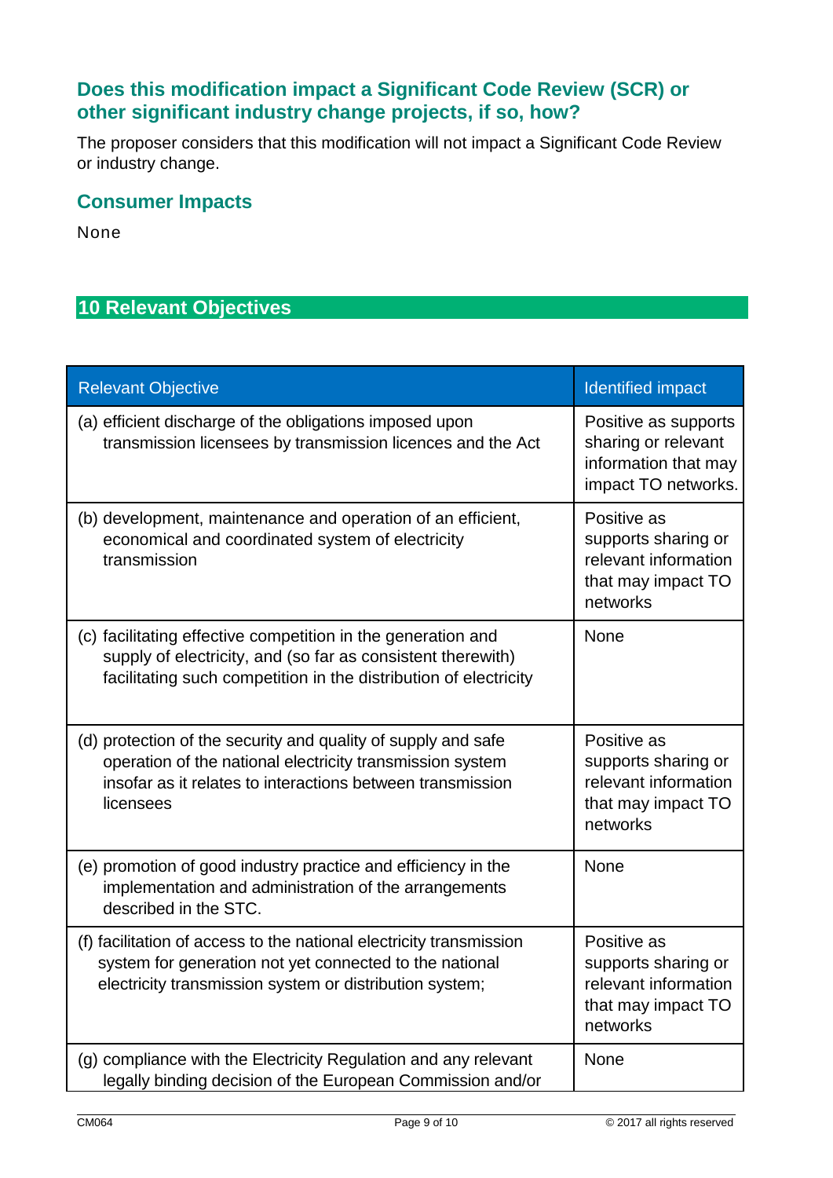## Does this modification impact a Significant Code Review (SCR) or other significant industry change projects, if so, how?

The proposer considers that this modification will not impact a Significant Code Review or industry change.

## Consumer Impacts

None

# 10 Relevant Objectives

| Relevant Objective | Identified impact |
|---|---|
| (a) efficient discharge of the obligations imposed upon transmission licensees by transmission licences and the Act | Positive as supports sharing or relevant information that may impact TO networks. |
| (b) development, maintenance and operation of an efficient, economical and coordinated system of electricity transmission | Positive as supports sharing or relevant information that may impact TO networks |
| (c) facilitating effective competition in the generation and supply of electricity, and (so far as consistent therewith) facilitating such competition in the distribution of electricity | None |
| (d) protection of the security and quality of supply and safe operation of the national electricity transmission system insofar as it relates to interactions between transmission licensees | Positive as supports sharing or relevant information that may impact TO networks |
| (e) promotion of good industry practice and efficiency in the implementation and administration of the arrangements described in the STC. | None |
| (f) facilitation of access to the national electricity transmission system for generation not yet connected to the national electricity transmission system or distribution system; | Positive as supports sharing or relevant information that may impact TO networks |
| (g) compliance with the Electricity Regulation and any relevant legally binding decision of the European Commission and/or | None |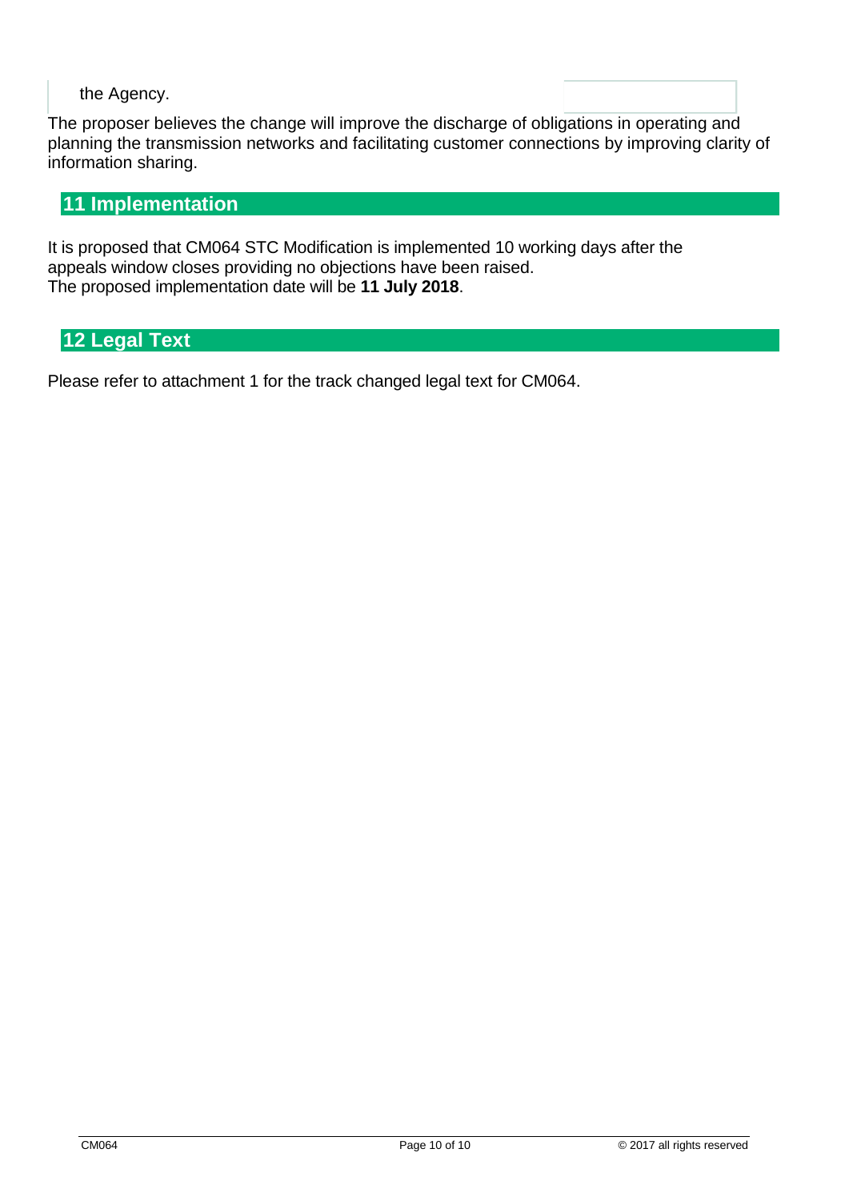the Agency.

The proposer believes the change will improve the discharge of obligations in operating and planning the transmission networks and facilitating customer connections by improving clarity of information sharing.

## 11 Implementation

It is proposed that CM064 STC Modification is implemented 10 working days after the appeals window closes providing no objections have been raised.
The proposed implementation date will be **11 July 2018**.

## 12 Legal Text

Please refer to attachment 1 for the track changed legal text for CM064.